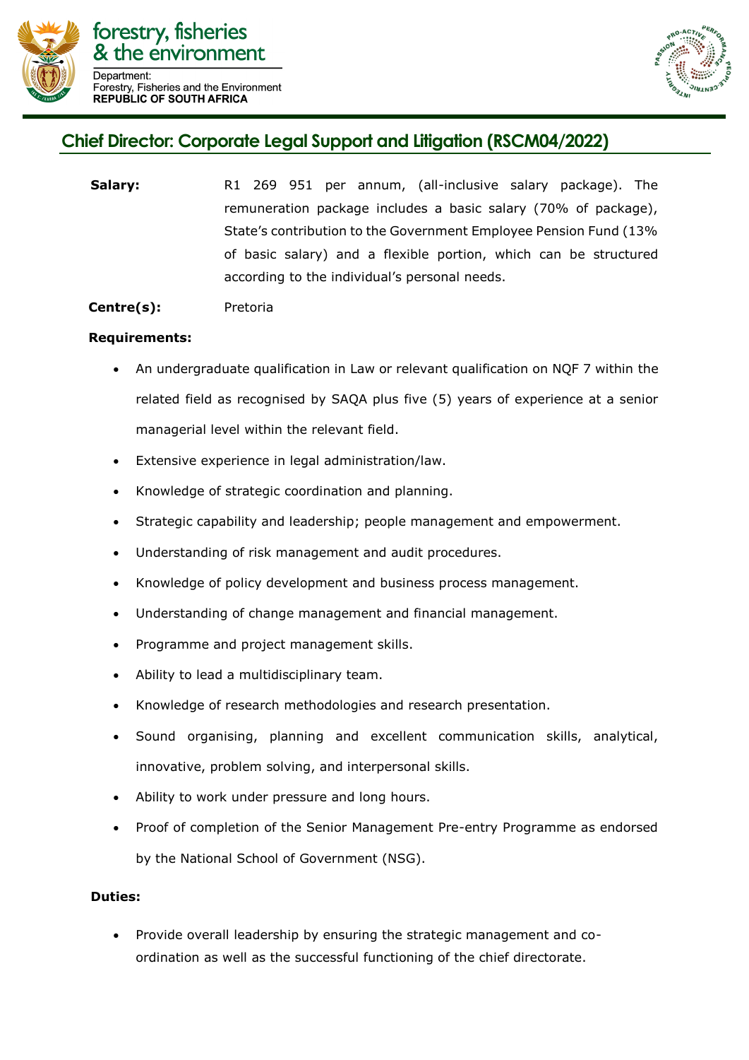forestry, fisheries & the environment

Department:
Forestry, Fisheries and the Environment
REPUBLIC OF SOUTH AFRICA

## Chief Director: Corporate Legal Support and Litigation (RSCM04/2022)

**Salary:** R1 269 951 per annum, (all-inclusive salary package). The remuneration package includes a basic salary (70% of package), State's contribution to the Government Employee Pension Fund (13% of basic salary) and a flexible portion, which can be structured according to the individual's personal needs.

**Centre(s):** Pretoria

**Requirements:**

- An undergraduate qualification in Law or relevant qualification on NQF 7 within the related field as recognised by SAQA plus five (5) years of experience at a senior managerial level within the relevant field.
- Extensive experience in legal administration/law.
- Knowledge of strategic coordination and planning.
- Strategic capability and leadership; people management and empowerment.
- Understanding of risk management and audit procedures.
- Knowledge of policy development and business process management.
- Understanding of change management and financial management.
- Programme and project management skills.
- Ability to lead a multidisciplinary team.
- Knowledge of research methodologies and research presentation.
- Sound organising, planning and excellent communication skills, analytical, innovative, problem solving, and interpersonal skills.
- Ability to work under pressure and long hours.
- Proof of completion of the Senior Management Pre-entry Programme as endorsed by the National School of Government (NSG).

**Duties:**

- Provide overall leadership by ensuring the strategic management and co-ordination as well as the successful functioning of the chief directorate.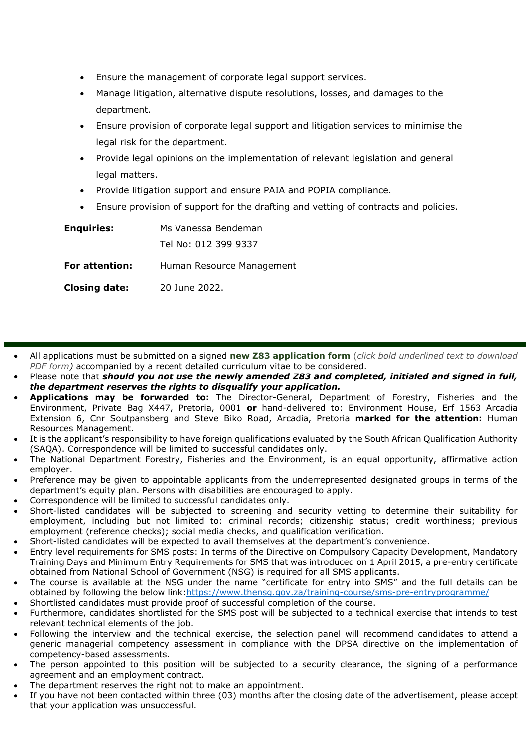- Ensure the management of corporate legal support services.
- Manage litigation, alternative dispute resolutions, losses, and damages to the department.
- Ensure provision of corporate legal support and litigation services to minimise the legal risk for the department.
- Provide legal opinions on the implementation of relevant legislation and general legal matters.
- Provide litigation support and ensure PAIA and POPIA compliance.
- Ensure provision of support for the drafting and vetting of contracts and policies.

**Enquiries:** Ms Vanessa Bendeman
Tel No: 012 399 9337

**For attention:** Human Resource Management

**Closing date:** 20 June 2022.

---

- All applications must be submitted on a signed **new Z83 application form** (*click bold underlined text to download PDF form)* accompanied by a recent detailed curriculum vitae to be considered.
- Please note that ***should you not use the newly amended Z83 and completed, initialed and signed in full, the department reserves the rights to disqualify your application.***
- **Applications may be forwarded to:** The Director-General, Department of Forestry, Fisheries and the Environment, Private Bag X447, Pretoria, 0001 **or** hand-delivered to: Environment House, Erf 1563 Arcadia Extension 6, Cnr Soutpansberg and Steve Biko Road, Arcadia, Pretoria **marked for the attention:** Human Resources Management.
- It is the applicant's responsibility to have foreign qualifications evaluated by the South African Qualification Authority (SAQA). Correspondence will be limited to successful candidates only.
- The National Department Forestry, Fisheries and the Environment, is an equal opportunity, affirmative action employer.
- Preference may be given to appointable applicants from the underrepresented designated groups in terms of the department's equity plan. Persons with disabilities are encouraged to apply.
- Correspondence will be limited to successful candidates only.
- Short-listed candidates will be subjected to screening and security vetting to determine their suitability for employment, including but not limited to: criminal records; citizenship status; credit worthiness; previous employment (reference checks); social media checks, and qualification verification.
- Short-listed candidates will be expected to avail themselves at the department's convenience.
- Entry level requirements for SMS posts: In terms of the Directive on Compulsory Capacity Development, Mandatory Training Days and Minimum Entry Requirements for SMS that was introduced on 1 April 2015, a pre-entry certificate obtained from National School of Government (NSG) is required for all SMS applicants.
- The course is available at the NSG under the name "certificate for entry into SMS" and the full details can be obtained by following the below link:https://www.thensg.gov.za/training-course/sms-pre-entryprogramme/
- Shortlisted candidates must provide proof of successful completion of the course.
- Furthermore, candidates shortlisted for the SMS post will be subjected to a technical exercise that intends to test relevant technical elements of the job.
- Following the interview and the technical exercise, the selection panel will recommend candidates to attend a generic managerial competency assessment in compliance with the DPSA directive on the implementation of competency-based assessments.
- The person appointed to this position will be subjected to a security clearance, the signing of a performance agreement and an employment contract.
- The department reserves the right not to make an appointment.
- If you have not been contacted within three (03) months after the closing date of the advertisement, please accept that your application was unsuccessful.